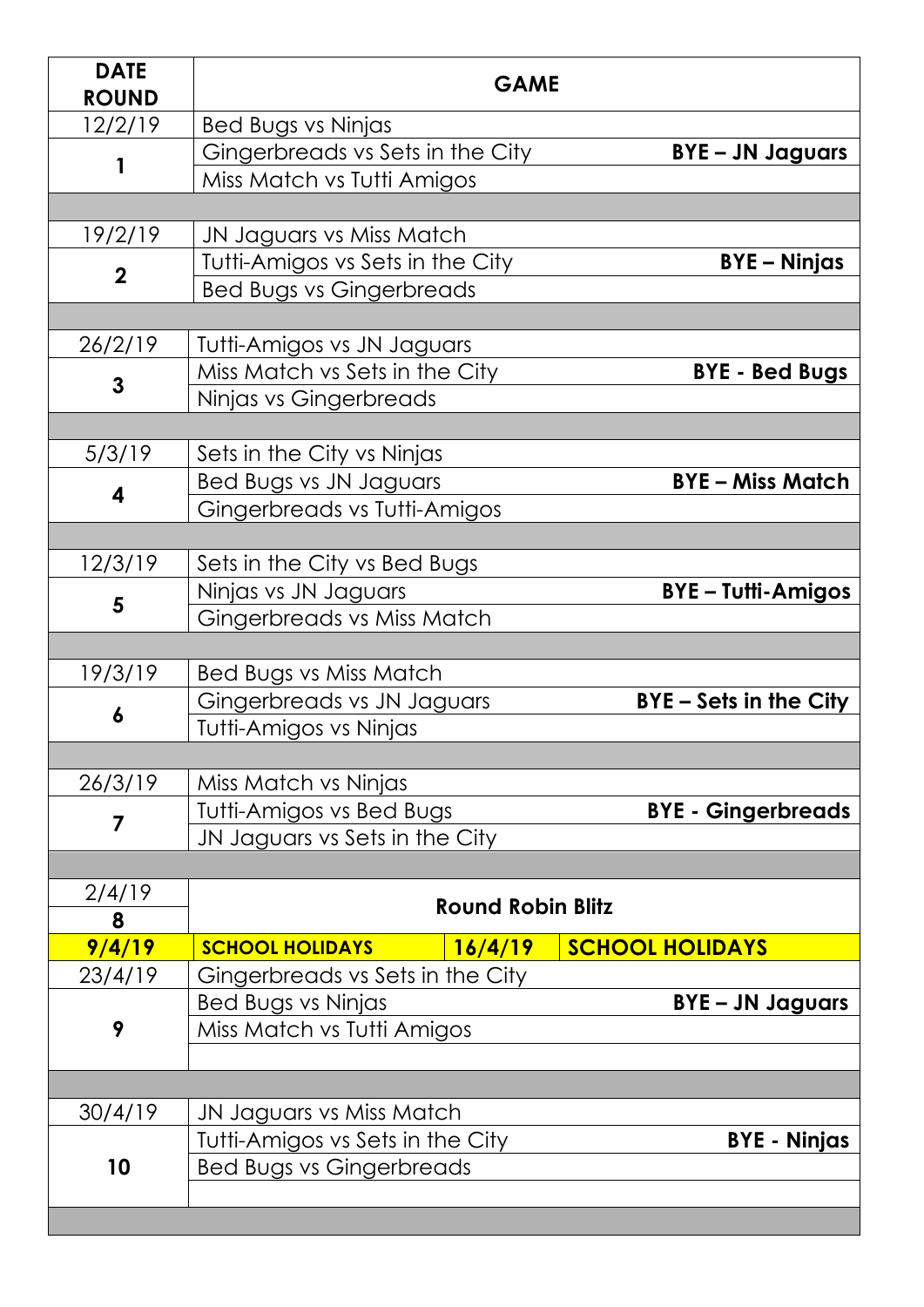| DATE ROUND | GAME | |
|---|---|---|
| 12/2/19 | Bed Bugs vs Ninjas | |
| 1 | Gingerbreads vs Sets in the City | **BYE – JN Jaguars** |
| | Miss Match vs Tutti Amigos | |
| | | |
| 19/2/19 | JN Jaguars vs Miss Match | |
| 2 | Tutti-Amigos vs Sets in the City | **BYE – Ninjas** |
| | Bed Bugs vs Gingerbreads | |
| | | |
| 26/2/19 | Tutti-Amigos vs JN Jaguars | |
| 3 | Miss Match vs Sets in the City | **BYE - Bed Bugs** |
| | Ninjas vs Gingerbreads | |
| | | |
| 5/3/19 | Sets in the City vs Ninjas | |
| 4 | Bed Bugs vs JN Jaguars | **BYE – Miss Match** |
| | Gingerbreads vs Tutti-Amigos | |
| | | |
| 12/3/19 | Sets in the City vs Bed Bugs | |
| 5 | Ninjas vs JN Jaguars | **BYE – Tutti-Amigos** |
| | Gingerbreads vs Miss Match | |
| | | |
| 19/3/19 | Bed Bugs vs Miss Match | |
| 6 | Gingerbreads vs JN Jaguars | **BYE – Sets in the City** |
| | Tutti-Amigos vs Ninjas | |
| | | |
| 26/3/19 | Miss Match vs Ninjas | |
| 7 | Tutti-Amigos vs Bed Bugs | **BYE - Gingerbreads** |
| | JN Jaguars vs Sets in the City | |
| | | |
| 2/4/19 8 | **Round Robin Blitz** | |
| **9/4/19** | **SCHOOL HOLIDAYS** **16/4/19** | **SCHOOL HOLIDAYS** |
| 23/4/19 | Gingerbreads vs Sets in the City | |
| 9 | Bed Bugs vs Ninjas | **BYE – JN Jaguars** |
| | Miss Match vs Tutti Amigos | |
| | | |
| 30/4/19 | JN Jaguars vs Miss Match | |
| 10 | Tutti-Amigos vs Sets in the City | **BYE - Ninjas** |
| | Bed Bugs vs Gingerbreads | |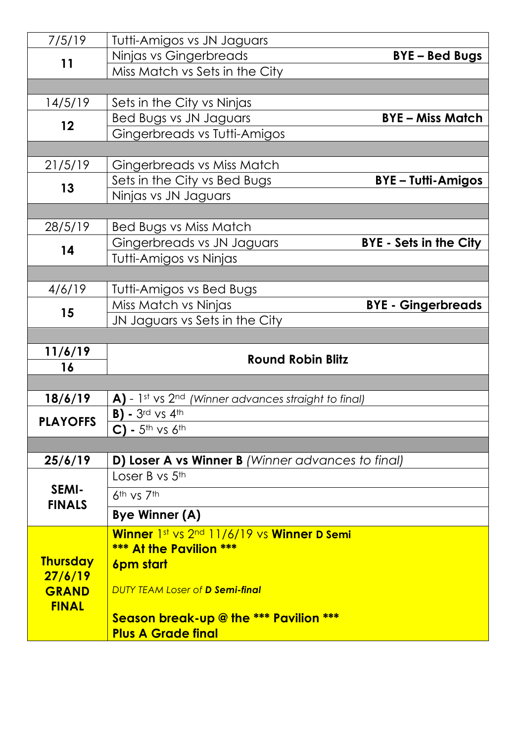| | | |
|---|---|---|
| 7/5/19 | Tutti-Amigos vs JN Jaguars | |
| 11 | Ninjas vs Gingerbreads | **BYE – Bed Bugs** |
| | Miss Match vs Sets in the City | |
| | | |
| 14/5/19 | Sets in the City vs Ninjas | |
| 12 | Bed Bugs vs JN Jaguars | **BYE – Miss Match** |
| | Gingerbreads vs Tutti-Amigos | |
| | | |
| 21/5/19 | Gingerbreads vs Miss Match | |
| 13 | Sets in the City vs Bed Bugs | **BYE – Tutti-Amigos** |
| | Ninjas vs JN Jaguars | |
| | | |
| 28/5/19 | Bed Bugs vs Miss Match | |
| 14 | Gingerbreads vs JN Jaguars | **BYE - Sets in the City** |
| | Tutti-Amigos vs Ninjas | |
| | | |
| 4/6/19 | Tutti-Amigos vs Bed Bugs | |
| 15 | Miss Match vs Ninjas | **BYE - Gingerbreads** |
| | JN Jaguars vs Sets in the City | |
| | | |
| **11/6/19** | **Round Robin Blitz** | |
| **16** | | |
| | | |
| **18/6/19** | **A)** - 1st vs 2nd *(Winner advances straight to final)* | |
| **PLAYOFFS** | **B) -** 3rd vs 4th | |
| | **C) -** 5th vs 6th | |
| | | |
| **25/6/19** | **D) Loser A vs Winner B** *(Winner advances to final)* | |
| **SEMI-FINALS** | Loser B vs 5th | |
| | 6th vs 7th | |
| | **Bye Winner (A)** | |
| **Thursday 27/6/19 GRAND FINAL** | **Winner** 1st vs 2nd 11/6/19 vs **Winner D Semi**<br>**\*\*\* At the Pavilion \*\*\***<br>**6pm start**<br><br>*DUTY TEAM Loser of **D Semi-final***<br><br>**Season break-up @ the \*\*\* Pavilion \*\*\***<br>**Plus A Grade final** | |